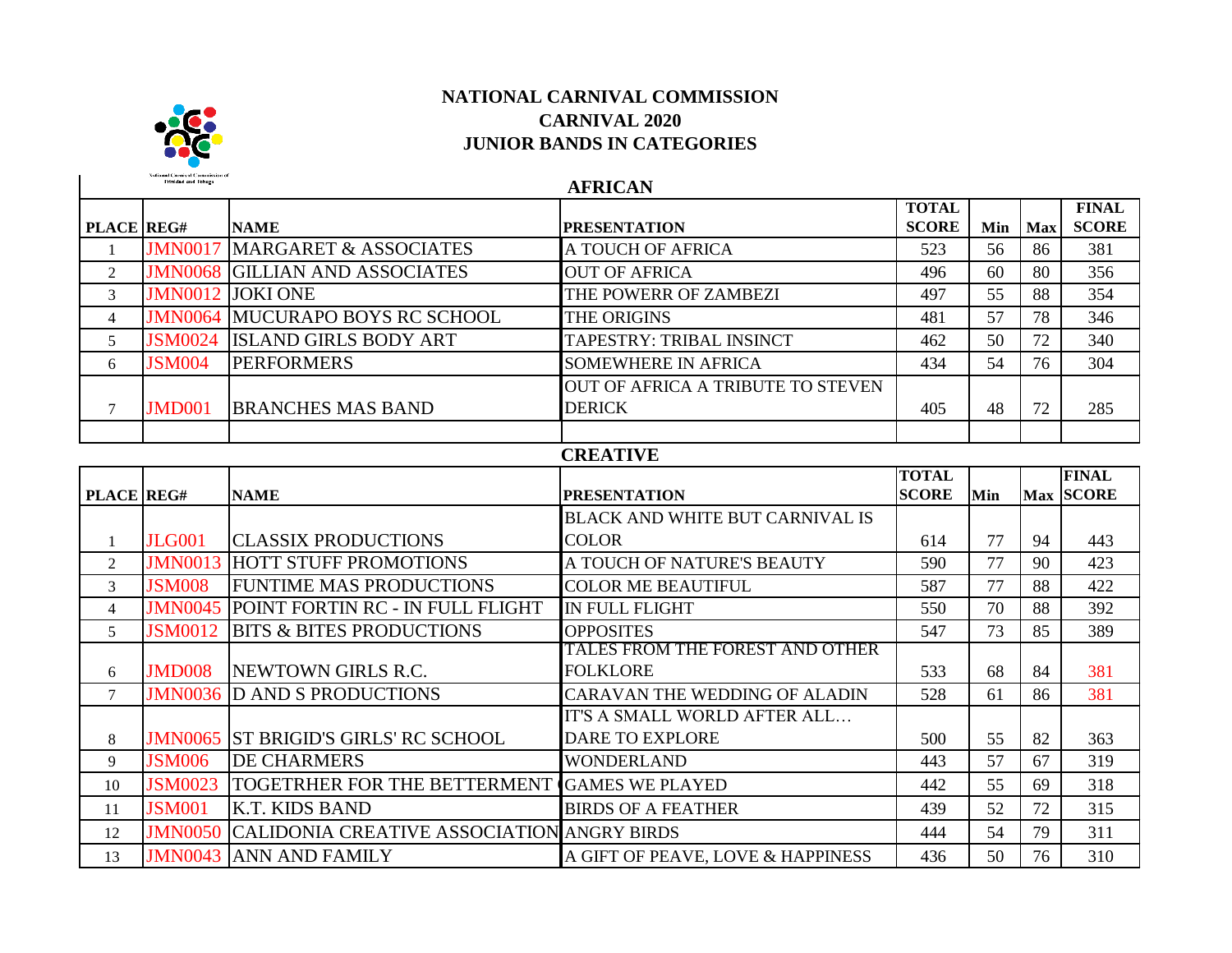# NATIONAL CARNIVAL COMMISSION
## CARNIVAL 2020
## JUNIOR BANDS IN CATEGORIES

### AFRICAN

| PLACE | REG# | NAME | PRESENTATION | TOTAL SCORE | Min | Max | FINAL SCORE |
|---|---|---|---|---|---|---|---|
| 1 | JMN0017 | MARGARET & ASSOCIATES | A TOUCH OF AFRICA | 523 | 56 | 86 | 381 |
| 2 | JMN0068 | GILLIAN AND ASSOCIATES | OUT OF AFRICA | 496 | 60 | 80 | 356 |
| 3 | JMN0012 | JOKI ONE | THE POWERR OF ZAMBEZI | 497 | 55 | 88 | 354 |
| 4 | JMN0064 | MUCURAPO BOYS RC SCHOOL | THE ORIGINS | 481 | 57 | 78 | 346 |
| 5 | JSM0024 | ISLAND GIRLS BODY ART | TAPESTRY: TRIBAL INSINCT | 462 | 50 | 72 | 340 |
| 6 | JSM004 | PERFORMERS | SOMEWHERE IN AFRICA | 434 | 54 | 76 | 304 |
| 7 | JMD001 | BRANCHES MAS BAND | OUT OF AFRICA A TRIBUTE TO STEVEN DERICK | 405 | 48 | 72 | 285 |
| | | | | | | | |

### CREATIVE

| PLACE | REG# | NAME | PRESENTATION | TOTAL SCORE | Min | Max | FINAL SCORE |
|---|---|---|---|---|---|---|---|
| 1 | JLG001 | CLASSIX PRODUCTIONS | BLACK AND WHITE BUT CARNIVAL IS COLOR | 614 | 77 | 94 | 443 |
| 2 | JMN0013 | HOTT STUFF PROMOTIONS | A TOUCH OF NATURE'S BEAUTY | 590 | 77 | 90 | 423 |
| 3 | JSM008 | FUNTIME MAS PRODUCTIONS | COLOR ME BEAUTIFUL | 587 | 77 | 88 | 422 |
| 4 | JMN0045 | POINT FORTIN RC - IN FULL FLIGHT | IN FULL FLIGHT | 550 | 70 | 88 | 392 |
| 5 | JSM0012 | BITS & BITES PRODUCTIONS | OPPOSITES | 547 | 73 | 85 | 389 |
| 6 | JMD008 | NEWTOWN GIRLS R.C. | TALES FROM THE FOREST AND OTHER FOLKLORE | 533 | 68 | 84 | 381 |
| 7 | JMN0036 | D AND S PRODUCTIONS | CARAVAN THE WEDDING OF ALADIN | 528 | 61 | 86 | 381 |
| 8 | JMN0065 | ST BRIGID'S GIRLS' RC SCHOOL | IT'S A SMALL WORLD AFTER ALL… DARE TO EXPLORE | 500 | 55 | 82 | 363 |
| 9 | JSM006 | DE CHARMERS | WONDERLAND | 443 | 57 | 67 | 319 |
| 10 | JSM0023 | TOGETRHER FOR THE BETTERMENT | GAMES WE PLAYED | 442 | 55 | 69 | 318 |
| 11 | JSM001 | K.T. KIDS BAND | BIRDS OF A FEATHER | 439 | 52 | 72 | 315 |
| 12 | JMN0050 | CALIDONIA CREATIVE ASSOCIATION | ANGRY BIRDS | 444 | 54 | 79 | 311 |
| 13 | JMN0043 | ANN AND FAMILY | A GIFT OF PEAVE, LOVE & HAPPINESS | 436 | 50 | 76 | 310 |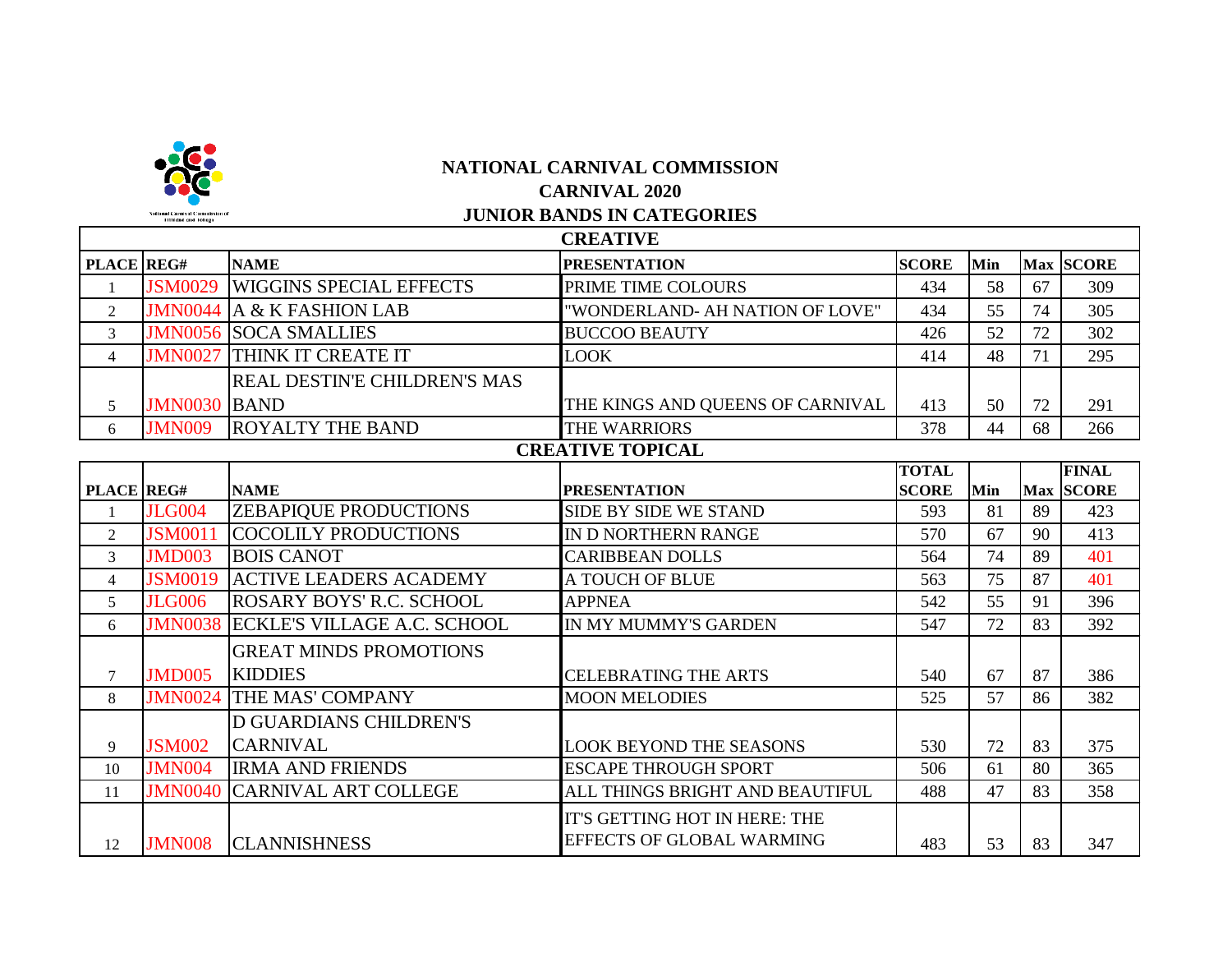# NATIONAL CARNIVAL COMMISSION

## CARNIVAL 2020

## JUNIOR BANDS IN CATEGORIES

### CREATIVE

| PLACE | REG# | NAME | PRESENTATION | SCORE | Min | Max | SCORE |
|---|---|---|---|---|---|---|---|
| 1 | JSM0029 | WIGGINS SPECIAL EFFECTS | PRIME TIME COLOURS | 434 | 58 | 67 | 309 |
| 2 | JMN0044 | A & K FASHION LAB | "WONDERLAND- AH NATION OF LOVE" | 434 | 55 | 74 | 305 |
| 3 | JMN0056 | SOCA SMALLIES | BUCCOO BEAUTY | 426 | 52 | 72 | 302 |
| 4 | JMN0027 | THINK IT CREATE IT | LOOK | 414 | 48 | 71 | 295 |
| 5 | JMN0030 | REAL DESTIN'E CHILDREN'S MAS BAND | THE KINGS AND QUEENS OF CARNIVAL | 413 | 50 | 72 | 291 |
| 6 | JMN009 | ROYALTY THE BAND | THE WARRIORS | 378 | 44 | 68 | 266 |

### CREATIVE TOPICAL

| PLACE | REG# | NAME | PRESENTATION | TOTAL SCORE | Min | Max | FINAL SCORE |
|---|---|---|---|---|---|---|---|
| 1 | JLG004 | ZEBAPIQUE PRODUCTIONS | SIDE BY SIDE WE STAND | 593 | 81 | 89 | 423 |
| 2 | JSM0011 | COCOLILY PRODUCTIONS | IN D NORTHERN RANGE | 570 | 67 | 90 | 413 |
| 3 | JMD003 | BOIS CANOT | CARIBBEAN DOLLS | 564 | 74 | 89 | 401 |
| 4 | JSM0019 | ACTIVE LEADERS ACADEMY | A TOUCH OF BLUE | 563 | 75 | 87 | 401 |
| 5 | JLG006 | ROSARY BOYS' R.C. SCHOOL | APPNEA | 542 | 55 | 91 | 396 |
| 6 | JMN0038 | ECKLE'S VILLAGE A.C. SCHOOL | IN MY MUMMY'S GARDEN | 547 | 72 | 83 | 392 |
| 7 | JMD005 | GREAT MINDS PROMOTIONS KIDDIES | CELEBRATING THE ARTS | 540 | 67 | 87 | 386 |
| 8 | JMN0024 | THE MAS' COMPANY | MOON MELODIES | 525 | 57 | 86 | 382 |
| 9 | JSM002 | D GUARDIANS CHILDREN'S CARNIVAL | LOOK BEYOND THE SEASONS | 530 | 72 | 83 | 375 |
| 10 | JMN004 | IRMA AND FRIENDS | ESCAPE THROUGH SPORT | 506 | 61 | 80 | 365 |
| 11 | JMN0040 | CARNIVAL ART COLLEGE | ALL THINGS BRIGHT AND BEAUTIFUL | 488 | 47 | 83 | 358 |
| 12 | JMN008 | CLANNISHNESS | IT'S GETTING HOT IN HERE: THE EFFECTS OF GLOBAL WARMING | 483 | 53 | 83 | 347 |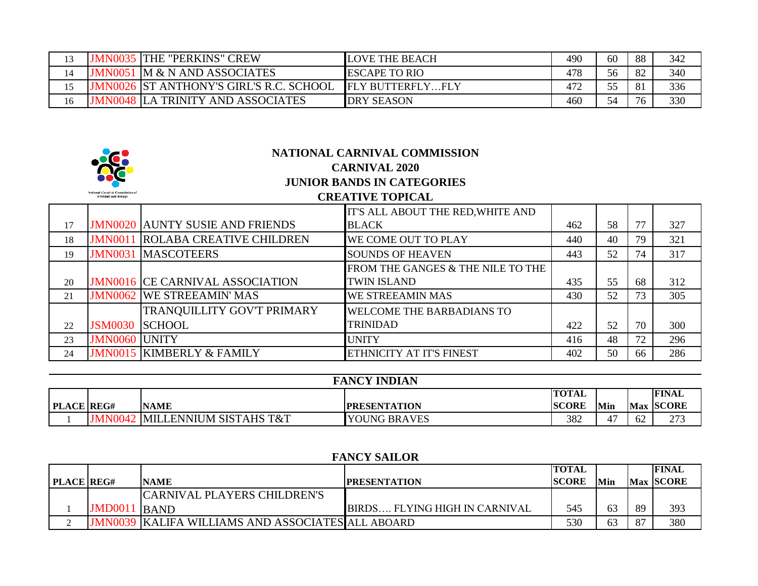| | | | | | | | |
|---|---|---|---|---|---|---|---|
| 13 | JMN0035 | THE "PERKINS" CREW | LOVE THE BEACH | 490 | 60 | 88 | 342 |
| 14 | JMN0051 | M & N AND ASSOCIATES | ESCAPE TO RIO | 478 | 56 | 82 | 340 |
| 15 | JMN0026 | ST ANTHONY'S GIRL'S R.C. SCHOOL | FLY BUTTERFLY…FLY | 472 | 55 | 81 | 336 |
| 16 | JMN0048 | LA TRINITY AND ASSOCIATES | DRY SEASON | 460 | 54 | 76 | 330 |

National Carnival Commission of Trinidad and Tobago

**NATIONAL CARNIVAL COMMISSION**

**CARNIVAL 2020**

**JUNIOR BANDS IN CATEGORIES**

**CREATIVE TOPICAL**

| | | | | | | | |
|---|---|---|---|---|---|---|---|
| 17 | JMN0020 | AUNTY SUSIE AND FRIENDS | IT'S ALL ABOUT THE RED,WHITE AND BLACK | 462 | 58 | 77 | 327 |
| 18 | JMN0011 | ROLABA CREATIVE CHILDREN | WE COME OUT TO PLAY | 440 | 40 | 79 | 321 |
| 19 | JMN0031 | MASCOTEERS | SOUNDS OF HEAVEN | 443 | 52 | 74 | 317 |
| 20 | JMN0016 | CE CARNIVAL ASSOCIATION | FROM THE GANGES & THE NILE TO THE TWIN ISLAND | 435 | 55 | 68 | 312 |
| 21 | JMN0062 | WE STREEAMIN' MAS | WE STREEAMIN MAS | 430 | 52 | 73 | 305 |
| 22 | JSM0030 | TRANQUILLITY GOV'T PRIMARY SCHOOL | WELCOME THE BARBADIANS TO TRINIDAD | 422 | 52 | 70 | 300 |
| 23 | JMN0060 | UNITY | UNITY | 416 | 48 | 72 | 296 |
| 24 | JMN0015 | KIMBERLY & FAMILY | ETHNICITY AT IT'S FINEST | 402 | 50 | 66 | 286 |

**FANCY INDIAN**

| PLACE | REG# | NAME | PRESENTATION | TOTAL SCORE | Min | Max | FINAL SCORE |
|---|---|---|---|---|---|---|---|
| 1 | JMN0042 | MILLENNIUM SISTAHS T&T | YOUNG BRAVES | 382 | 47 | 62 | 273 |

**FANCY SAILOR**

| PLACE | REG# | NAME | PRESENTATION | TOTAL SCORE | Min | Max | FINAL SCORE |
|---|---|---|---|---|---|---|---|
| 1 | JMD0011 | CARNIVAL PLAYERS CHILDREN'S BAND | BIRDS…. FLYING HIGH IN CARNIVAL | 545 | 63 | 89 | 393 |
| 2 | JMN0039 | KALIFA WILLIAMS AND ASSOCIATES | ALL ABOARD | 530 | 63 | 87 | 380 |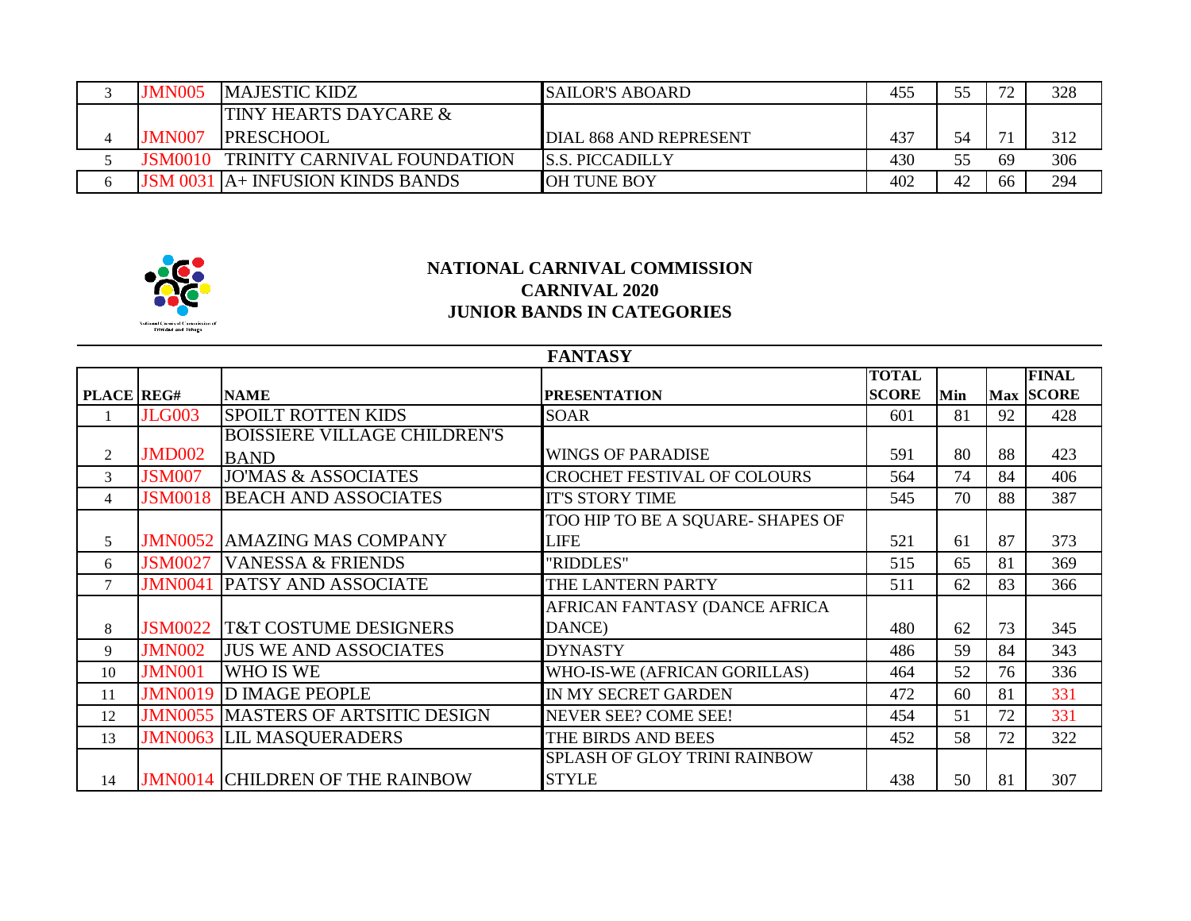| | | | | | | | |
|---|---|---|---|---|---|---|---|
| 3 | JMN005 | MAJESTIC KIDZ | SAILOR'S ABOARD | 455 | 55 | 72 | 328 |
| 4 | JMN007 | TINY HEARTS DAYCARE & PRESCHOOL | DIAL 868 AND REPRESENT | 437 | 54 | 71 | 312 |
| 5 | JSM0010 | TRINITY CARNIVAL FOUNDATION | S.S. PICCADILLY | 430 | 55 | 69 | 306 |
| 6 | JSM 0031 | A+ INFUSION KINDS BANDS | OH TUNE BOY | 402 | 42 | 66 | 294 |

**NATIONAL CARNIVAL COMMISSION**
**CARNIVAL 2020**
**JUNIOR BANDS IN CATEGORIES**

## FANTASY

| PLACE | REG# | NAME | PRESENTATION | TOTAL SCORE | Min | Max | FINAL SCORE |
|---|---|---|---|---|---|---|---|
| 1 | JLG003 | SPOILT ROTTEN KIDS | SOAR | 601 | 81 | 92 | 428 |
| 2 | JMD002 | BOISSIERE VILLAGE CHILDREN'S BAND | WINGS OF PARADISE | 591 | 80 | 88 | 423 |
| 3 | JSM007 | JO'MAS & ASSOCIATES | CROCHET FESTIVAL OF COLOURS | 564 | 74 | 84 | 406 |
| 4 | JSM0018 | BEACH AND ASSOCIATES | IT'S STORY TIME | 545 | 70 | 88 | 387 |
| 5 | JMN0052 | AMAZING MAS COMPANY | TOO HIP TO BE A SQUARE- SHAPES OF LIFE | 521 | 61 | 87 | 373 |
| 6 | JSM0027 | VANESSA & FRIENDS | "RIDDLES" | 515 | 65 | 81 | 369 |
| 7 | JMN0041 | PATSY AND ASSOCIATE | THE LANTERN PARTY | 511 | 62 | 83 | 366 |
| 8 | JSM0022 | T&T COSTUME DESIGNERS | AFRICAN FANTASY (DANCE AFRICA DANCE) | 480 | 62 | 73 | 345 |
| 9 | JMN002 | JUS WE AND ASSOCIATES | DYNASTY | 486 | 59 | 84 | 343 |
| 10 | JMN001 | WHO IS WE | WHO-IS-WE (AFRICAN GORILLAS) | 464 | 52 | 76 | 336 |
| 11 | JMN0019 | D IMAGE PEOPLE | IN MY SECRET GARDEN | 472 | 60 | 81 | 331 |
| 12 | JMN0055 | MASTERS OF ARTSITIC DESIGN | NEVER SEE? COME SEE! | 454 | 51 | 72 | 331 |
| 13 | JMN0063 | LIL MASQUERADERS | THE BIRDS AND BEES | 452 | 58 | 72 | 322 |
| 14 | JMN0014 | CHILDREN OF THE RAINBOW | SPLASH OF GLOY TRINI RAINBOW STYLE | 438 | 50 | 81 | 307 |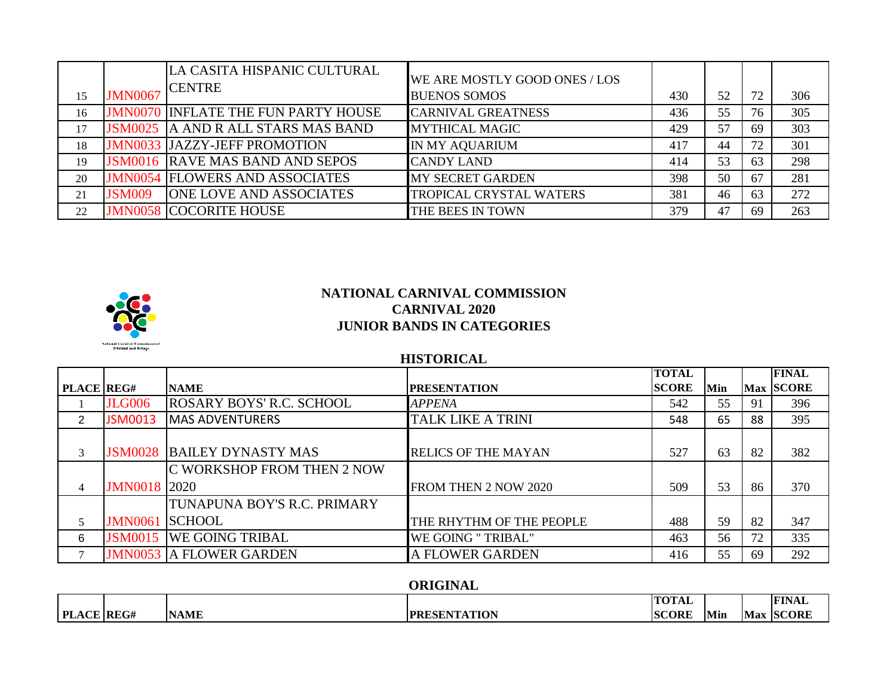| | | | | | | | |
|---|---|---|---|---|---|---|---|
| 15 | JMN0067 | LA CASITA HISPANIC CULTURAL CENTRE | WE ARE MOSTLY GOOD ONES / LOS BUENOS SOMOS | 430 | 52 | 72 | 306 |
| 16 | JMN0070 | INFLATE THE FUN PARTY HOUSE | CARNIVAL GREATNESS | 436 | 55 | 76 | 305 |
| 17 | JSM0025 | A AND R ALL STARS MAS BAND | MYTHICAL MAGIC | 429 | 57 | 69 | 303 |
| 18 | JMN0033 | JAZZY-JEFF PROMOTION | IN MY AQUARIUM | 417 | 44 | 72 | 301 |
| 19 | JSM0016 | RAVE MAS BAND AND SEPOS | CANDY LAND | 414 | 53 | 63 | 298 |
| 20 | JMN0054 | FLOWERS AND ASSOCIATES | MY SECRET GARDEN | 398 | 50 | 67 | 281 |
| 21 | JSM009 | ONE LOVE AND ASSOCIATES | TROPICAL CRYSTAL WATERS | 381 | 46 | 63 | 272 |
| 22 | JMN0058 | COCORITE HOUSE | THE BEES IN TOWN | 379 | 47 | 69 | 263 |

**NATIONAL CARNIVAL COMMISSION**
**CARNIVAL 2020**
**JUNIOR BANDS IN CATEGORIES**

## HISTORICAL

| PLACE | REG# | NAME | PRESENTATION | TOTAL SCORE | Min | Max | FINAL SCORE |
|---|---|---|---|---|---|---|---|
| 1 | JLG006 | ROSARY BOYS' R.C. SCHOOL | *APPENA* | 542 | 55 | 91 | 396 |
| 2 | JSM0013 | MAS ADVENTURERS | TALK LIKE A TRINI | 548 | 65 | 88 | 395 |
| 3 | JSM0028 | BAILEY DYNASTY MAS | RELICS OF THE MAYAN | 527 | 63 | 82 | 382 |
| 4 | JMN0018 | C WORKSHOP FROM THEN 2 NOW 2020 | FROM THEN 2 NOW 2020 | 509 | 53 | 86 | 370 |
| 5 | JMN0061 | TUNAPUNA BOY'S R.C. PRIMARY SCHOOL | THE RHYTHM OF THE PEOPLE | 488 | 59 | 82 | 347 |
| 6 | JSM0015 | WE GOING TRIBAL | WE GOING " TRIBAL" | 463 | 56 | 72 | 335 |
| 7 | JMN0053 | A FLOWER GARDEN | A FLOWER GARDEN | 416 | 55 | 69 | 292 |

## ORIGINAL

| PLACE | REG# | NAME | PRESENTATION | TOTAL SCORE | Min | Max | FINAL SCORE |
|---|---|---|---|---|---|---|---|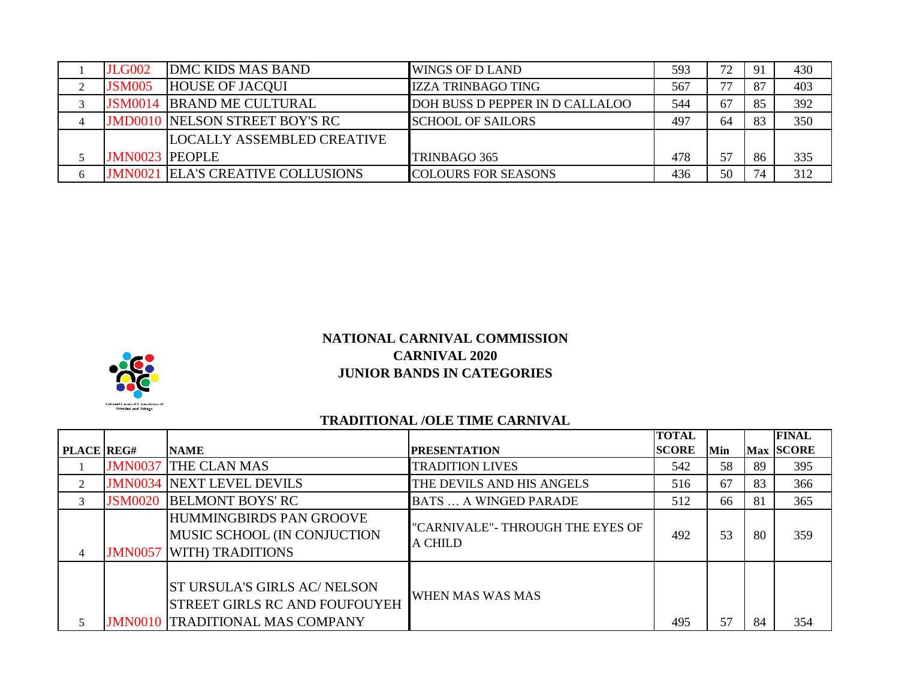| | | | | | | | |
|---|---|---|---|---|---|---|---|
| 1 | JLG002 | DMC KIDS MAS BAND | WINGS OF D LAND | 593 | 72 | 91 | 430 |
| 2 | JSM005 | HOUSE OF JACQUI | IZZA TRINBAGO TING | 567 | 77 | 87 | 403 |
| 3 | JSM0014 | BRAND ME CULTURAL | DOH BUSS D PEPPER IN D CALLALOO | 544 | 67 | 85 | 392 |
| 4 | JMD0010 | NELSON STREET BOY'S RC | SCHOOL OF SAILORS | 497 | 64 | 83 | 350 |
| 5 | JMN0023 | LOCALLY ASSEMBLED CREATIVE PEOPLE | TRINBAGO 365 | 478 | 57 | 86 | 335 |
| 6 | JMN0021 | ELA'S CREATIVE COLLUSIONS | COLOURS FOR SEASONS | 436 | 50 | 74 | 312 |

**NATIONAL CARNIVAL COMMISSION**
**CARNIVAL 2020**
**JUNIOR BANDS IN CATEGORIES**

**TRADITIONAL /OLE TIME CARNIVAL**

| PLACE | REG# | NAME | PRESENTATION | TOTAL SCORE | Min | Max | FINAL SCORE |
|---|---|---|---|---|---|---|---|
| 1 | JMN0037 | THE CLAN MAS | TRADITION LIVES | 542 | 58 | 89 | 395 |
| 2 | JMN0034 | NEXT LEVEL DEVILS | THE DEVILS AND HIS ANGELS | 516 | 67 | 83 | 366 |
| 3 | JSM0020 | BELMONT BOYS' RC | BATS … A WINGED PARADE | 512 | 66 | 81 | 365 |
| 4 | JMN0057 | HUMMINGBIRDS PAN GROOVE MUSIC SCHOOL (IN CONJUCTION WITH) TRADITIONS | "CARNIVALE"- THROUGH THE EYES OF A CHILD | 492 | 53 | 80 | 359 |
| 5 | JMN0010 | ST URSULA'S GIRLS AC/ NELSON STREET GIRLS RC AND FOUFOUYEH TRADITIONAL MAS COMPANY | WHEN MAS WAS MAS | 495 | 57 | 84 | 354 |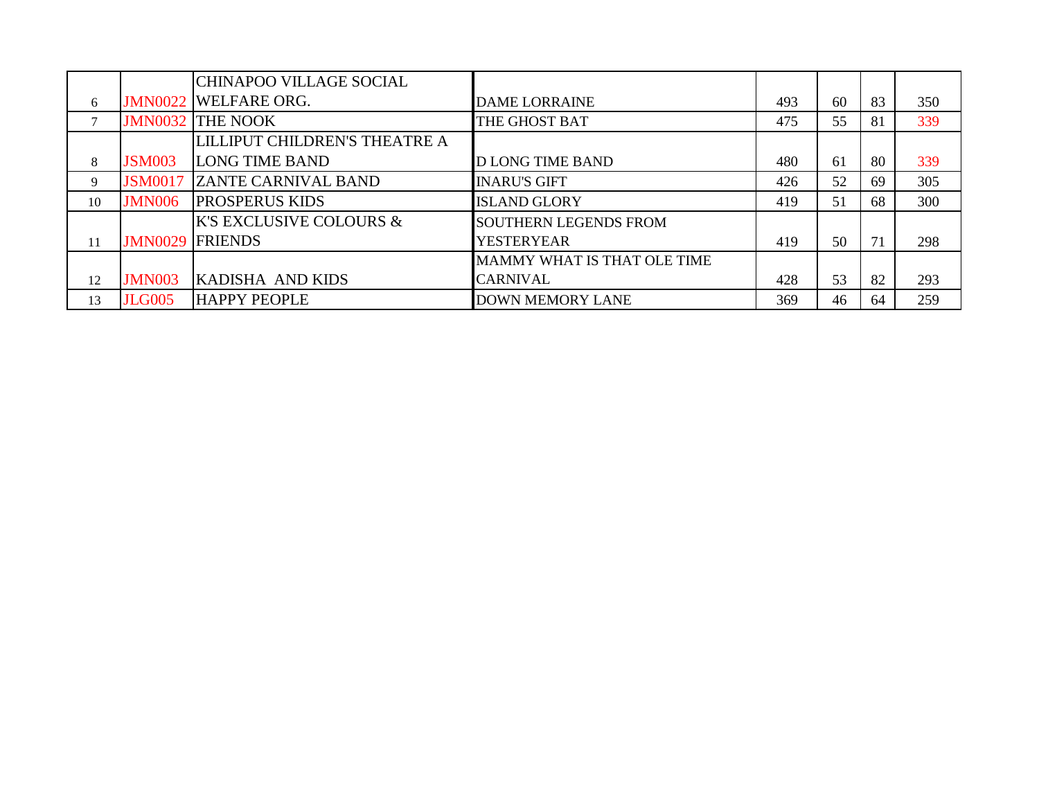| | | | | | | | |
|---|---|---|---|---|---|---|---|
| 6 | JMN0022 | CHINAPOO VILLAGE SOCIAL WELFARE ORG. | DAME LORRAINE | 493 | 60 | 83 | 350 |
| 7 | JMN0032 | THE NOOK | THE GHOST BAT | 475 | 55 | 81 | 339 |
| 8 | JSM003 | LILLIPUT CHILDREN'S THEATRE A LONG TIME BAND | D LONG TIME BAND | 480 | 61 | 80 | 339 |
| 9 | JSM0017 | ZANTE CARNIVAL BAND | INARU'S GIFT | 426 | 52 | 69 | 305 |
| 10 | JMN006 | PROSPERUS KIDS | ISLAND GLORY | 419 | 51 | 68 | 300 |
| 11 | JMN0029 | K'S EXCLUSIVE COLOURS & FRIENDS | SOUTHERN LEGENDS FROM YESTERYEAR | 419 | 50 | 71 | 298 |
| 12 | JMN003 | KADISHA AND KIDS | MAMMY WHAT IS THAT OLE TIME CARNIVAL | 428 | 53 | 82 | 293 |
| 13 | JLG005 | HAPPY PEOPLE | DOWN MEMORY LANE | 369 | 46 | 64 | 259 |